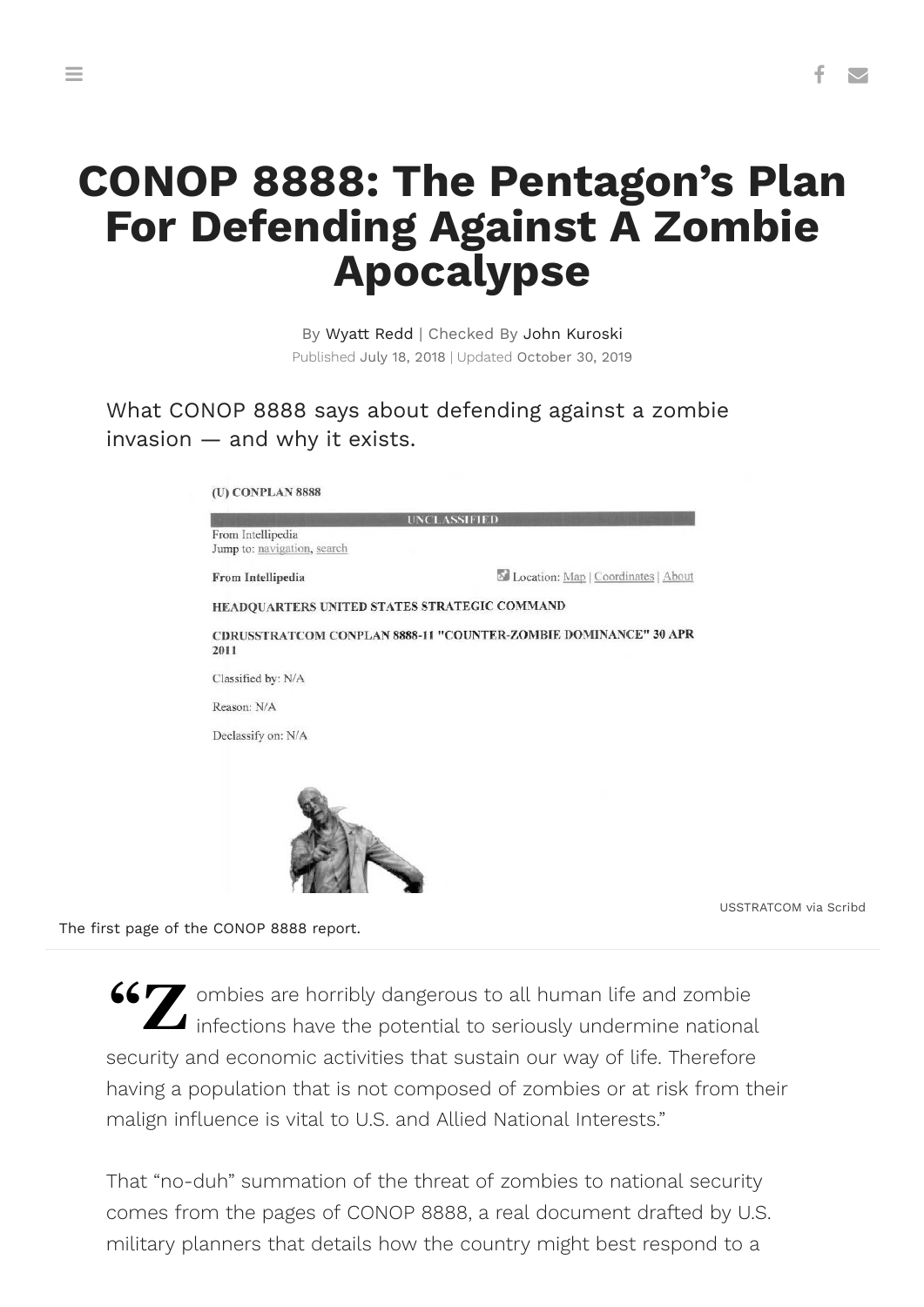# CONOP 8888: The Pentagon's Plan For Defending Against A Zombie Apocalypse

By Wyatt Redd | Checked By John Kuroski
Published July 18, 2018 | Updated October 30, 2019

What CONOP 8888 says about defending against a zombie invasion — and why it exists.

(U) CONPLAN 8888

UNCLASSIFIED

From Intellipedia
Jump to: navigation, search

From Intellipedia

Location: Map | Coordinates | About

HEADQUARTERS UNITED STATES STRATEGIC COMMAND

CDRUSSTRATCOM CONPLAN 8888-11 "COUNTER-ZOMBIE DOMINANCE" 30 APR 2011

Classified by: N/A

Reason: N/A

Declassify on: N/A

USSTRATCOM via Scribd

The first page of the CONOP 8888 report.

"Zombies are horribly dangerous to all human life and zombie infections have the potential to seriously undermine national security and economic activities that sustain our way of life. Therefore having a population that is not composed of zombies or at risk from their malign influence is vital to U.S. and Allied National Interests."

That "no-duh" summation of the threat of zombies to national security comes from the pages of CONOP 8888, a real document drafted by U.S. military planners that details how the country might best respond to a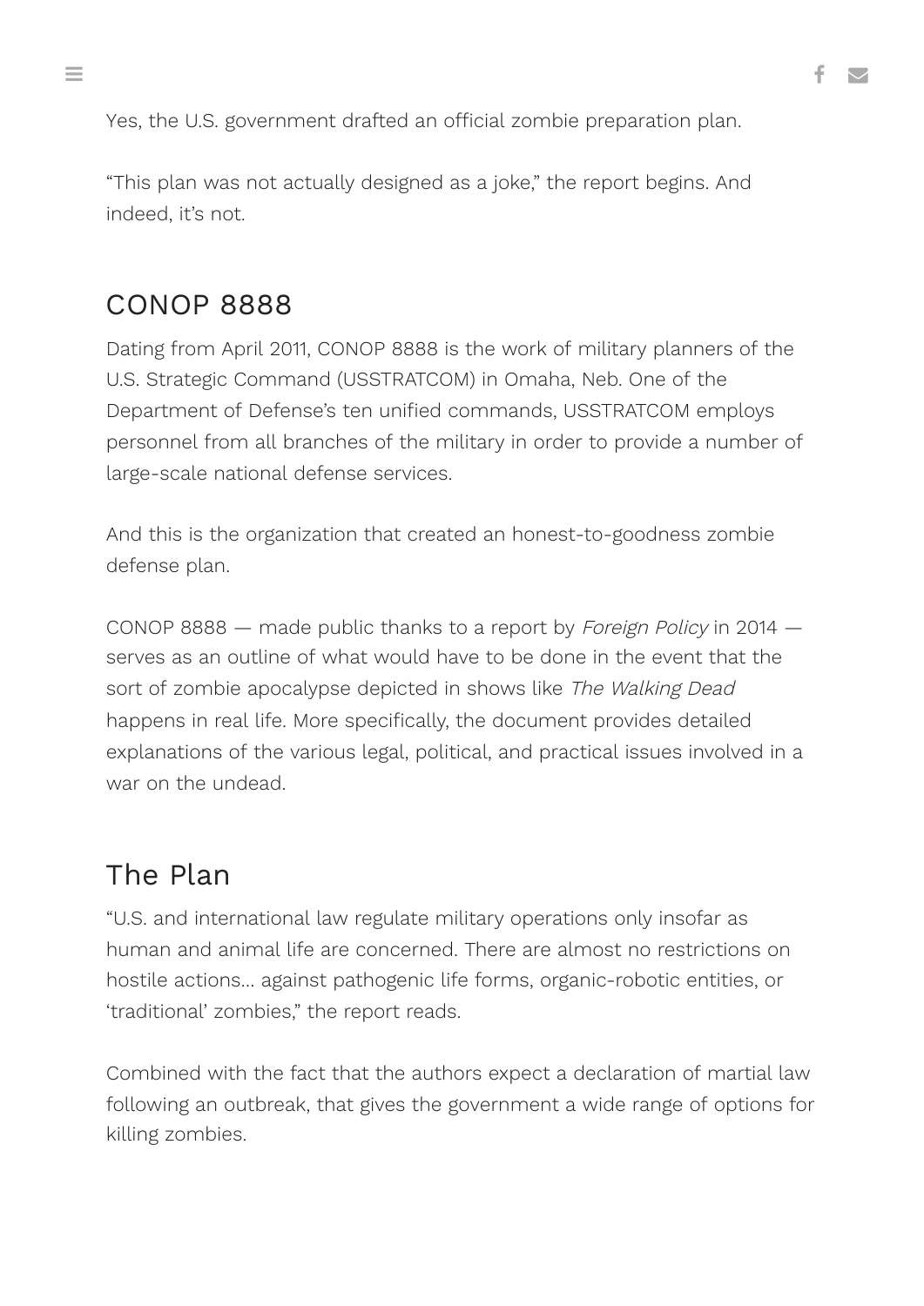Yes, the U.S. government drafted an official zombie preparation plan.

“This plan was not actually designed as a joke,” the report begins. And indeed, it’s not.

## CONOP 8888

Dating from April 2011, CONOP 8888 is the work of military planners of the U.S. Strategic Command (USSTRATCOM) in Omaha, Neb. One of the Department of Defense’s ten unified commands, USSTRATCOM employs personnel from all branches of the military in order to provide a number of large-scale national defense services.

And this is the organization that created an honest-to-goodness zombie defense plan.

CONOP 8888 — made public thanks to a report by *Foreign Policy* in 2014 — serves as an outline of what would have to be done in the event that the sort of zombie apocalypse depicted in shows like *The Walking Dead* happens in real life. More specifically, the document provides detailed explanations of the various legal, political, and practical issues involved in a war on the undead.

## The Plan

“U.S. and international law regulate military operations only insofar as human and animal life are concerned. There are almost no restrictions on hostile actions… against pathogenic life forms, organic-robotic entities, or ‘traditional’ zombies,” the report reads.

Combined with the fact that the authors expect a declaration of martial law following an outbreak, that gives the government a wide range of options for killing zombies.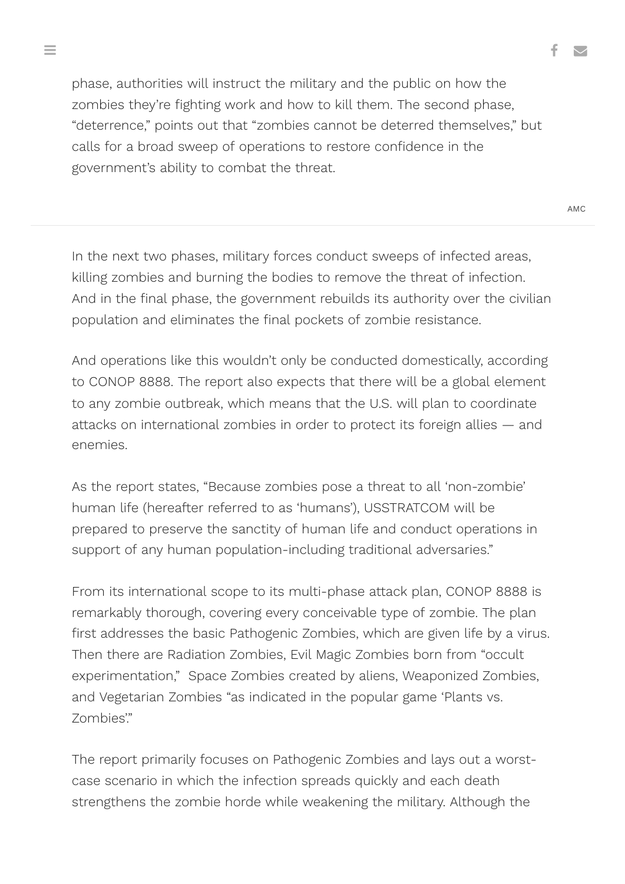phase, authorities will instruct the military and the public on how the zombies they're fighting work and how to kill them. The second phase, "deterrence," points out that "zombies cannot be deterred themselves," but calls for a broad sweep of operations to restore confidence in the government's ability to combat the threat.

AMC

In the next two phases, military forces conduct sweeps of infected areas, killing zombies and burning the bodies to remove the threat of infection. And in the final phase, the government rebuilds its authority over the civilian population and eliminates the final pockets of zombie resistance.

And operations like this wouldn't only be conducted domestically, according to CONOP 8888. The report also expects that there will be a global element to any zombie outbreak, which means that the U.S. will plan to coordinate attacks on international zombies in order to protect its foreign allies — and enemies.

As the report states, "Because zombies pose a threat to all 'non-zombie' human life (hereafter referred to as 'humans'), USSTRATCOM will be prepared to preserve the sanctity of human life and conduct operations in support of any human population-including traditional adversaries."

From its international scope to its multi-phase attack plan, CONOP 8888 is remarkably thorough, covering every conceivable type of zombie. The plan first addresses the basic Pathogenic Zombies, which are given life by a virus. Then there are Radiation Zombies, Evil Magic Zombies born from "occult experimentation," Space Zombies created by aliens, Weaponized Zombies, and Vegetarian Zombies "as indicated in the popular game 'Plants vs. Zombies'."

The report primarily focuses on Pathogenic Zombies and lays out a worst-case scenario in which the infection spreads quickly and each death strengthens the zombie horde while weakening the military. Although the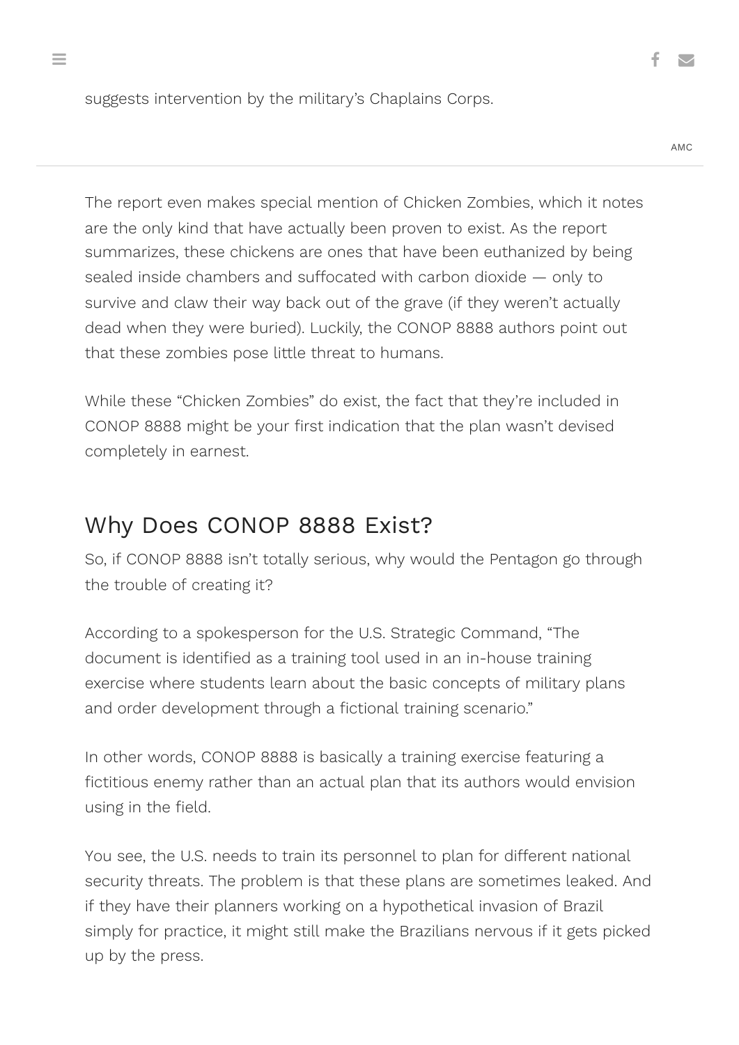suggests intervention by the military's Chaplains Corps.

AMC

The report even makes special mention of Chicken Zombies, which it notes are the only kind that have actually been proven to exist. As the report summarizes, these chickens are ones that have been euthanized by being sealed inside chambers and suffocated with carbon dioxide — only to survive and claw their way back out of the grave (if they weren't actually dead when they were buried). Luckily, the CONOP 8888 authors point out that these zombies pose little threat to humans.

While these "Chicken Zombies" do exist, the fact that they're included in CONOP 8888 might be your first indication that the plan wasn't devised completely in earnest.

## Why Does CONOP 8888 Exist?

So, if CONOP 8888 isn't totally serious, why would the Pentagon go through the trouble of creating it?

According to a spokesperson for the U.S. Strategic Command, "The document is identified as a training tool used in an in-house training exercise where students learn about the basic concepts of military plans and order development through a fictional training scenario."

In other words, CONOP 8888 is basically a training exercise featuring a fictitious enemy rather than an actual plan that its authors would envision using in the field.

You see, the U.S. needs to train its personnel to plan for different national security threats. The problem is that these plans are sometimes leaked. And if they have their planners working on a hypothetical invasion of Brazil simply for practice, it might still make the Brazilians nervous if it gets picked up by the press.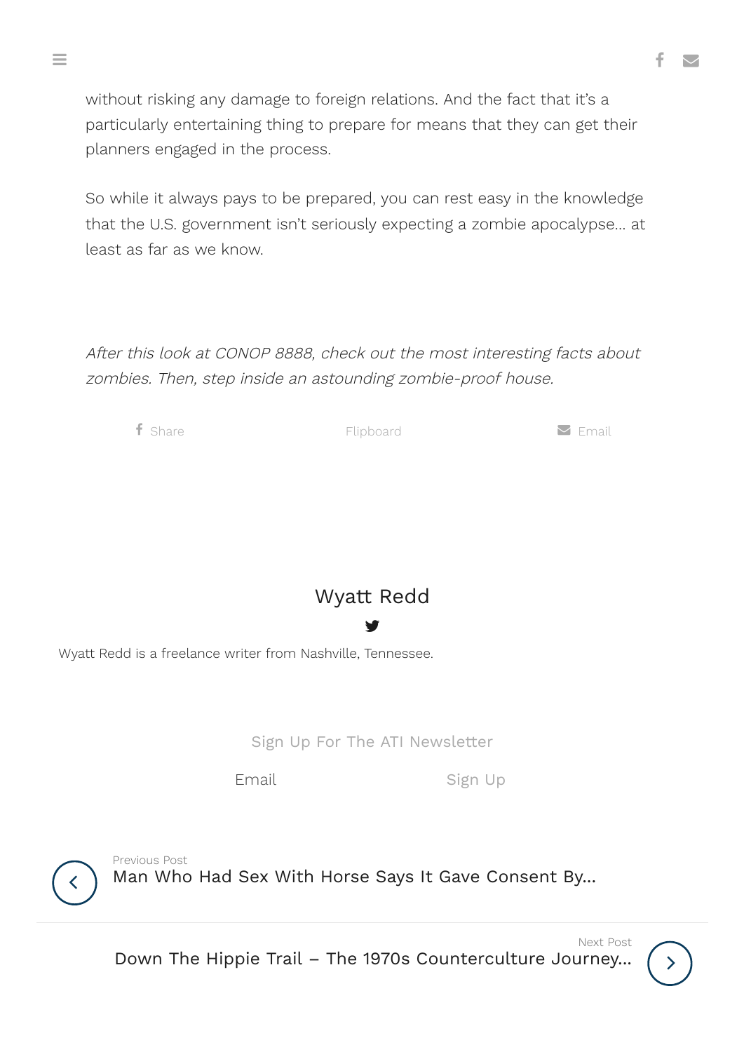without risking any damage to foreign relations. And the fact that it's a particularly entertaining thing to prepare for means that they can get their planners engaged in the process.

So while it always pays to be prepared, you can rest easy in the knowledge that the U.S. government isn't seriously expecting a zombie apocalypse… at least as far as we know.

*After this look at CONOP 8888, check out the most interesting facts about zombies. Then, step inside an astounding zombie-proof house.*

Share | Flipboard | Email

## Wyatt Redd

Wyatt Redd is a freelance writer from Nashville, Tennessee.

Sign Up For The ATI Newsletter

Email | Sign Up

Previous Post
Man Who Had Sex With Horse Says It Gave Consent By...

Next Post
Down The Hippie Trail – The 1970s Counterculture Journey...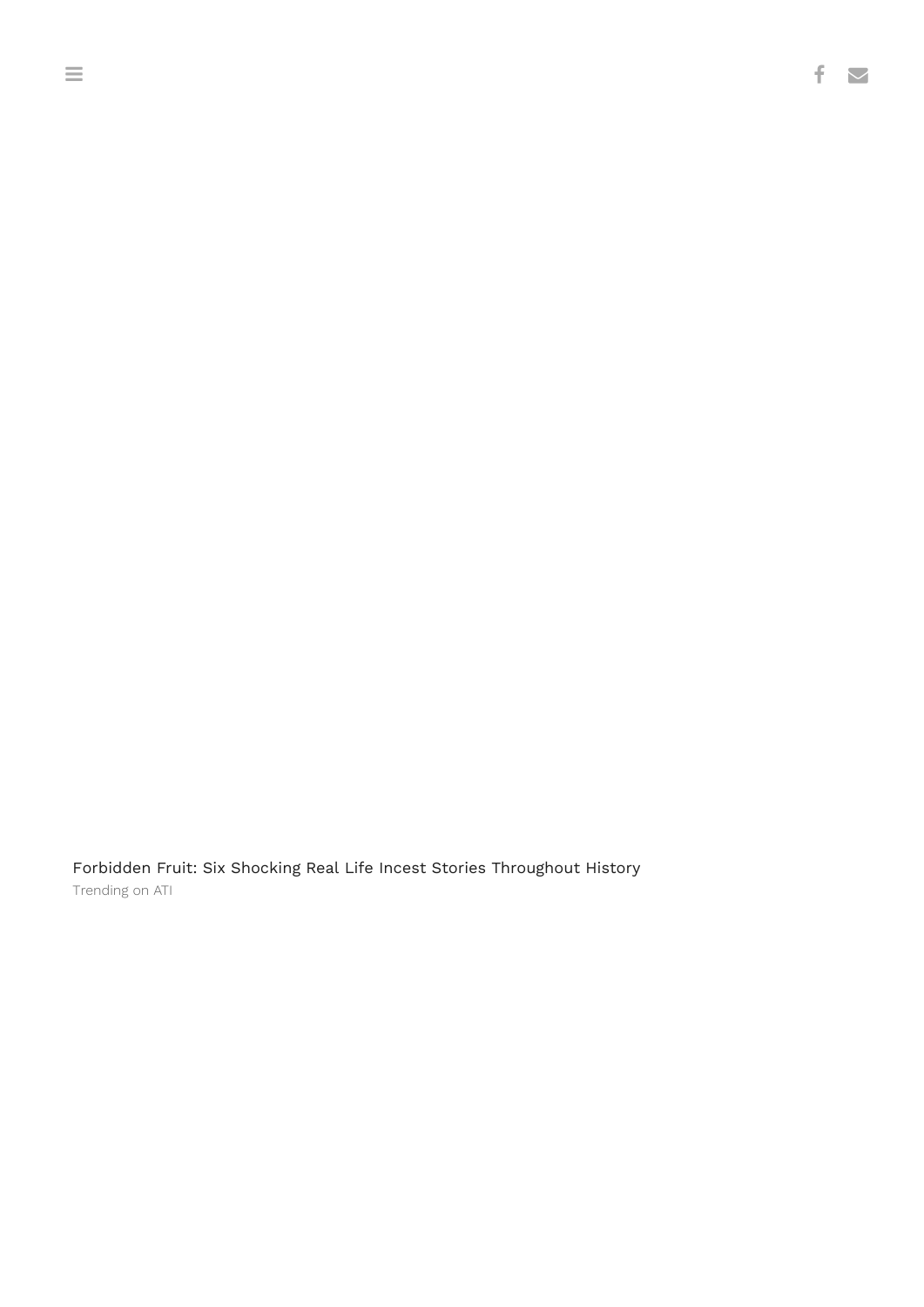Forbidden Fruit: Six Shocking Real Life Incest Stories Throughout History

Trending on ATI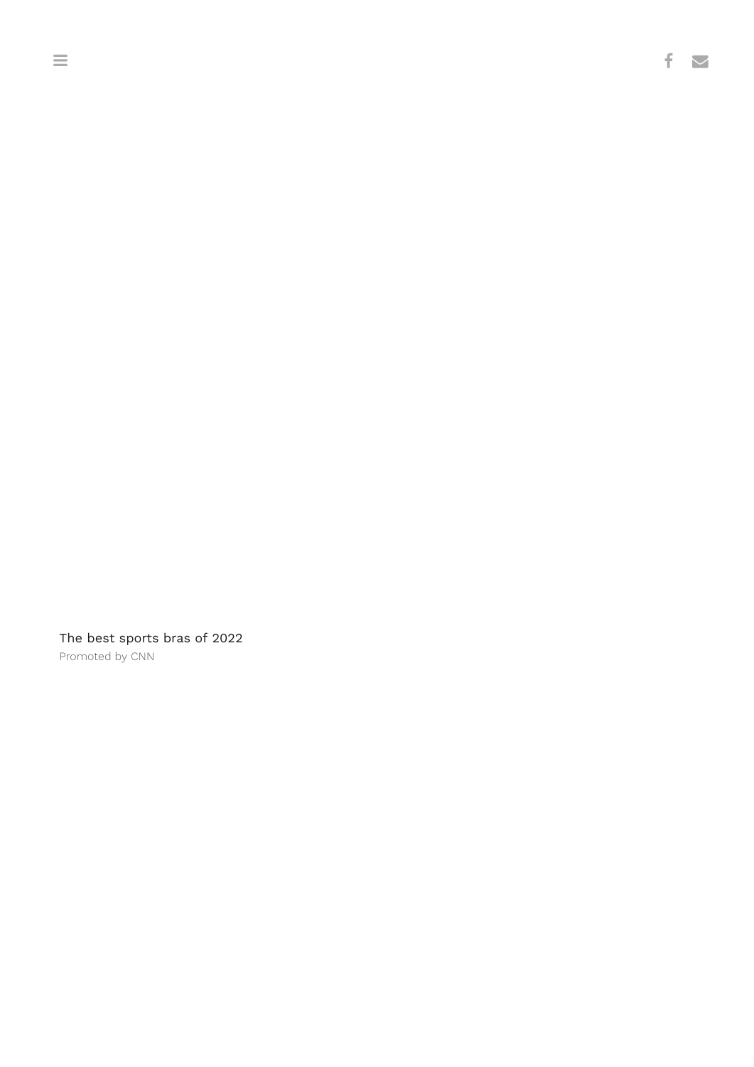The best sports bras of 2022

Promoted by CNN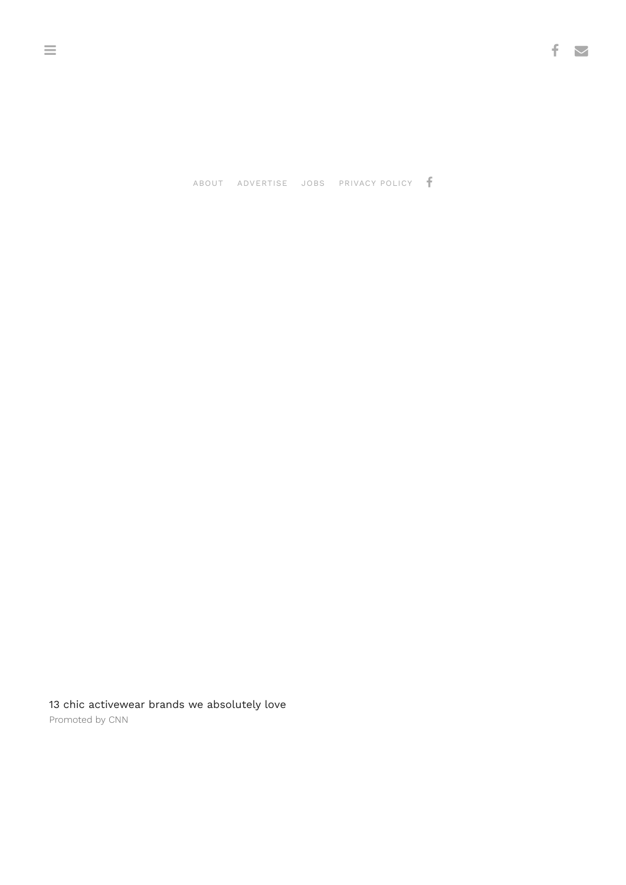ABOUT ADVERTISE JOBS PRIVACY POLICY

13 chic activewear brands we absolutely love

Promoted by CNN